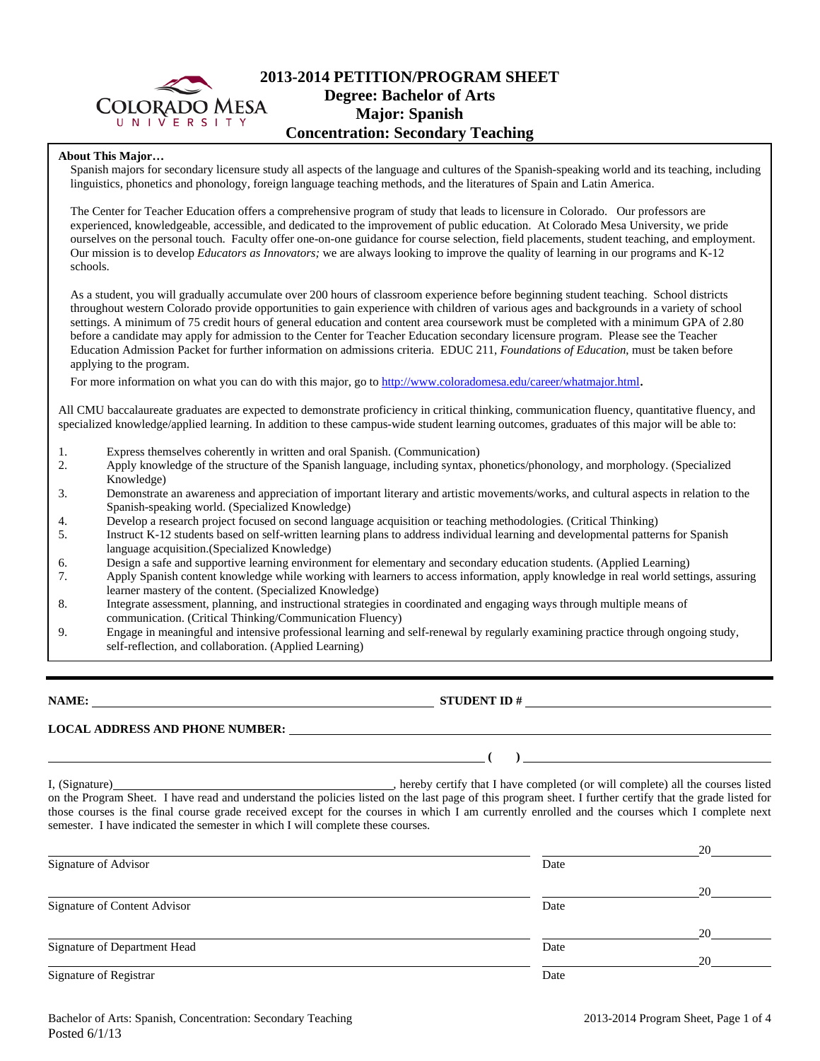# 2013-2014 PETITION/PROGRAM SHEET
## Degree: Bachelor of Arts
## Major: Spanish
## Concentration: Secondary Teaching

**About This Major…**

Spanish majors for secondary licensure study all aspects of the language and cultures of the Spanish-speaking world and its teaching, including linguistics, phonetics and phonology, foreign language teaching methods, and the literatures of Spain and Latin America.

The Center for Teacher Education offers a comprehensive program of study that leads to licensure in Colorado. Our professors are experienced, knowledgeable, accessible, and dedicated to the improvement of public education. At Colorado Mesa University, we pride ourselves on the personal touch. Faculty offer one-on-one guidance for course selection, field placements, student teaching, and employment. Our mission is to develop *Educators as Innovators;* we are always looking to improve the quality of learning in our programs and K-12 schools.

As a student, you will gradually accumulate over 200 hours of classroom experience before beginning student teaching. School districts throughout western Colorado provide opportunities to gain experience with children of various ages and backgrounds in a variety of school settings. A minimum of 75 credit hours of general education and content area coursework must be completed with a minimum GPA of 2.80 before a candidate may apply for admission to the Center for Teacher Education secondary licensure program. Please see the Teacher Education Admission Packet for further information on admissions criteria. EDUC 211, *Foundations of Education*, must be taken before applying to the program.

For more information on what you can do with this major, go to http://www.coloradomesa.edu/career/whatmajor.html.

All CMU baccalaureate graduates are expected to demonstrate proficiency in critical thinking, communication fluency, quantitative fluency, and specialized knowledge/applied learning. In addition to these campus-wide student learning outcomes, graduates of this major will be able to:

1. Express themselves coherently in written and oral Spanish. (Communication)
2. Apply knowledge of the structure of the Spanish language, including syntax, phonetics/phonology, and morphology. (Specialized Knowledge)
3. Demonstrate an awareness and appreciation of important literary and artistic movements/works, and cultural aspects in relation to the Spanish-speaking world. (Specialized Knowledge)
4. Develop a research project focused on second language acquisition or teaching methodologies. (Critical Thinking)
5. Instruct K-12 students based on self-written learning plans to address individual learning and developmental patterns for Spanish language acquisition.(Specialized Knowledge)
6. Design a safe and supportive learning environment for elementary and secondary education students. (Applied Learning)
7. Apply Spanish content knowledge while working with learners to access information, apply knowledge in real world settings, assuring learner mastery of the content. (Specialized Knowledge)
8. Integrate assessment, planning, and instructional strategies in coordinated and engaging ways through multiple means of communication. (Critical Thinking/Communication Fluency)
9. Engage in meaningful and intensive professional learning and self-renewal by regularly examining practice through ongoing study, self-reflection, and collaboration. (Applied Learning)

---

**NAME:** ______________________________ **STUDENT ID #** ______________________

**LOCAL ADDRESS AND PHONE NUMBER:** ______________________________

______________________________ **( )** ______________________

I, (Signature)______________________________, hereby certify that I have completed (or will complete) all the courses listed on the Program Sheet. I have read and understand the policies listed on the last page of this program sheet. I further certify that the grade listed for those courses is the final course grade received except for the courses in which I am currently enrolled and the courses which I complete next semester. I have indicated the semester in which I will complete these courses.

______________________________ ______________ 20______
Signature of Advisor Date

______________________________ ______________ 20______
Signature of Content Advisor Date

______________________________ ______________ 20______
Signature of Department Head Date

______________________________ ______________ 20______
Signature of Registrar Date

Bachelor of Arts: Spanish, Concentration: Secondary Teaching
Posted 6/1/13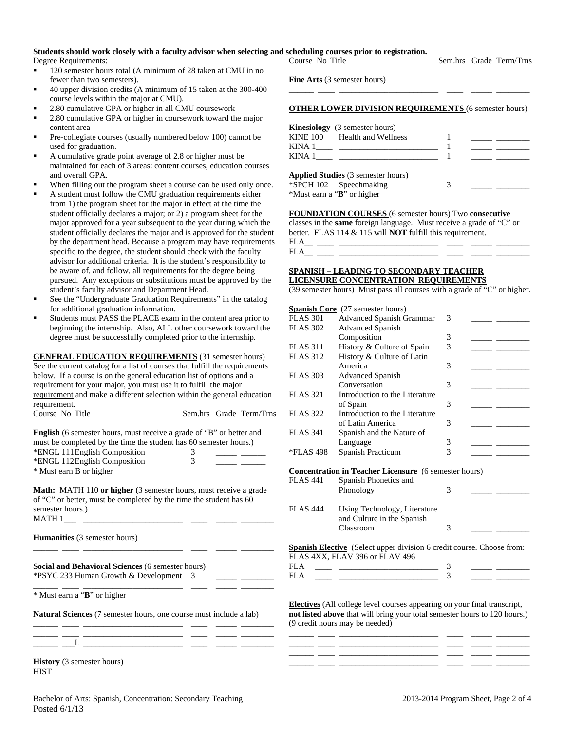**Students should work closely with a faculty advisor when selecting and scheduling courses prior to registration.**

Degree Requirements:

- 120 semester hours total (A minimum of 28 taken at CMU in no fewer than two semesters).
- 40 upper division credits (A minimum of 15 taken at the 300-400 course levels within the major at CMU).
- 2.80 cumulative GPA or higher in all CMU coursework
- 2.80 cumulative GPA or higher in coursework toward the major content area
- Pre-collegiate courses (usually numbered below 100) cannot be used for graduation.
- A cumulative grade point average of 2.8 or higher must be maintained for each of 3 areas: content courses, education courses and overall GPA.
- When filling out the program sheet a course can be used only once.
- A student must follow the CMU graduation requirements either from 1) the program sheet for the major in effect at the time the student officially declares a major; or 2) a program sheet for the major approved for a year subsequent to the year during which the student officially declares the major and is approved for the student by the department head. Because a program may have requirements specific to the degree, the student should check with the faculty advisor for additional criteria. It is the student's responsibility to be aware of, and follow, all requirements for the degree being pursued. Any exceptions or substitutions must be approved by the student's faculty advisor and Department Head.
- See the "Undergraduate Graduation Requirements" in the catalog for additional graduation information.
- Students must PASS the PLACE exam in the content area prior to beginning the internship. Also, ALL other coursework toward the degree must be successfully completed prior to the internship.

**GENERAL EDUCATION REQUIREMENTS** (31 semester hours) See the current catalog for a list of courses that fulfill the requirements below. If a course is on the general education list of options and a requirement for your major, you must use it to fulfill the major requirement and make a different selection within the general education requirement.

| Course No Title | Sem.hrs | Grade | Term/Trns |
|---|---|---|---|

**English** (6 semester hours, must receive a grade of "B" or better and must be completed by the time the student has 60 semester hours.)

| Course No Title | Sem.hrs | Grade | Term/Trns |
|---|---|---|---|
| *ENGL 111 English Composition | 3 | _____ | ______ |
| *ENGL 112 English Composition | 3 | _____ | ______ |

\* Must earn B or higher

**Math:** MATH 110 **or higher** (3 semester hours, must receive a grade of "C" or better, must be completed by the time the student has 60 semester hours.)

MATH 1___ ________________________ ____ _____ ________

**Humanities** (3 semester hours)

______ ____ ________________________ ____ _____ ________

**Social and Behavioral Sciences** (6 semester hours)

| Course No Title | Sem.hrs | Grade | Term/Trns |
|---|---|---|---|
| *PSYC 233 Human Growth & Development | 3 | _____ | ________ |
| ______ ____ ________________________ | ____ | _____ | ________ |

\* Must earn a "**B**" or higher

**Natural Sciences** (7 semester hours, one course must include a lab)

______ ____ ________________________ ____ _____ ________
______ ____ ________________________ ____ _____ ________
______ ___L ________________________ ____ _____ ________

**History** (3 semester hours)

HIST ____ ________________________ ____ _____ ________

| Course No Title | Sem.hrs | Grade | Term/Trns |
|---|---|---|---|

**Fine Arts** (3 semester hours)

______ ____ ________________________ ____ _____ ________

**OTHER LOWER DIVISION REQUIREMENTS** (6 semester hours)

**Kinesiology** (3 semester hours)

| Course No Title | Sem.hrs | Grade | Term/Trns |
|---|---|---|---|
| KINE 100 Health and Wellness | 1 | _____ | ________ |
| KINA 1____ ________________________ | 1 | _____ | ________ |
| KINA 1____ ________________________ | 1 | _____ | ________ |

**Applied Studies** (3 semester hours)

| Course No Title | Sem.hrs | Grade | Term/Trns |
|---|---|---|---|
| *SPCH 102 Speechmaking | 3 | _____ | ________ |

\*Must earn a "**B**" or higher

**FOUNDATION COURSES** (6 semester hours) Two **consecutive** classes in the **same** foreign language. Must receive a grade of "C" or better. FLAS 114 & 115 will **NOT** fulfill this requirement.

FLA__ ____ ________________________ ____ _____ ________
FLA__ ____ ________________________ ____ _____ ________

**SPANISH – LEADING TO SECONDARY TEACHER LICENSURE CONCENTRATION REQUIREMENTS**

(39 semester hours) Must pass all courses with a grade of "C" or higher.

**Spanish Core** (27 semester hours)

| Course No | Title | Sem.hrs | Grade | Term/Trns |
|---|---|---|---|---|
| FLAS 301 | Advanced Spanish Grammar | 3 | _____ | ________ |
| FLAS 302 | Advanced Spanish Composition | 3 | _____ | ________ |
| FLAS 311 | History & Culture of Spain | 3 | _____ | ________ |
| FLAS 312 | History & Culture of Latin America | 3 | _____ | ________ |
| FLAS 303 | Advanced Spanish Conversation | 3 | _____ | ________ |
| FLAS 321 | Introduction to the Literature of Spain | 3 | _____ | ________ |
| FLAS 322 | Introduction to the Literature of Latin America | 3 | _____ | ________ |
| FLAS 341 | Spanish and the Nature of Language | 3 | _____ | ________ |
| *FLAS 498 | Spanish Practicum | 3 | _____ | ________ |

**Concentration in Teacher Licensure** (6 semester hours)

| Course No | Title | Sem.hrs | Grade | Term/Trns |
|---|---|---|---|---|
| FLAS 441 | Spanish Phonetics and Phonology | 3 | _____ | ________ |
| FLAS 444 | Using Technology, Literature and Culture in the Spanish Classroom | 3 | _____ | ________ |

**Spanish Elective** (Select upper division 6 credit course. Choose from: FLAS 4XX, FLAV 396 or FLAV 496

| Course No | Title | Sem.hrs | Grade | Term/Trns |
|---|---|---|---|---|
| FLA ____ | ________________________ | 3 | _____ | ________ |
| FLA ____ | ________________________ | 3 | _____ | ________ |

**Electives** (All college level courses appearing on your final transcript, **not listed above** that will bring your total semester hours to 120 hours.) (9 credit hours may be needed)

______ ____ ________________________ ____ _____ ________
______ ____ ________________________ ____ _____ ________
______ ____ ________________________ ____ _____ ________
______ ____ ________________________ ____ _____ ________
______ ____ ________________________ ____ _____ ________

Bachelor of Arts: Spanish, Concentration: Secondary Teaching
Posted 6/1/13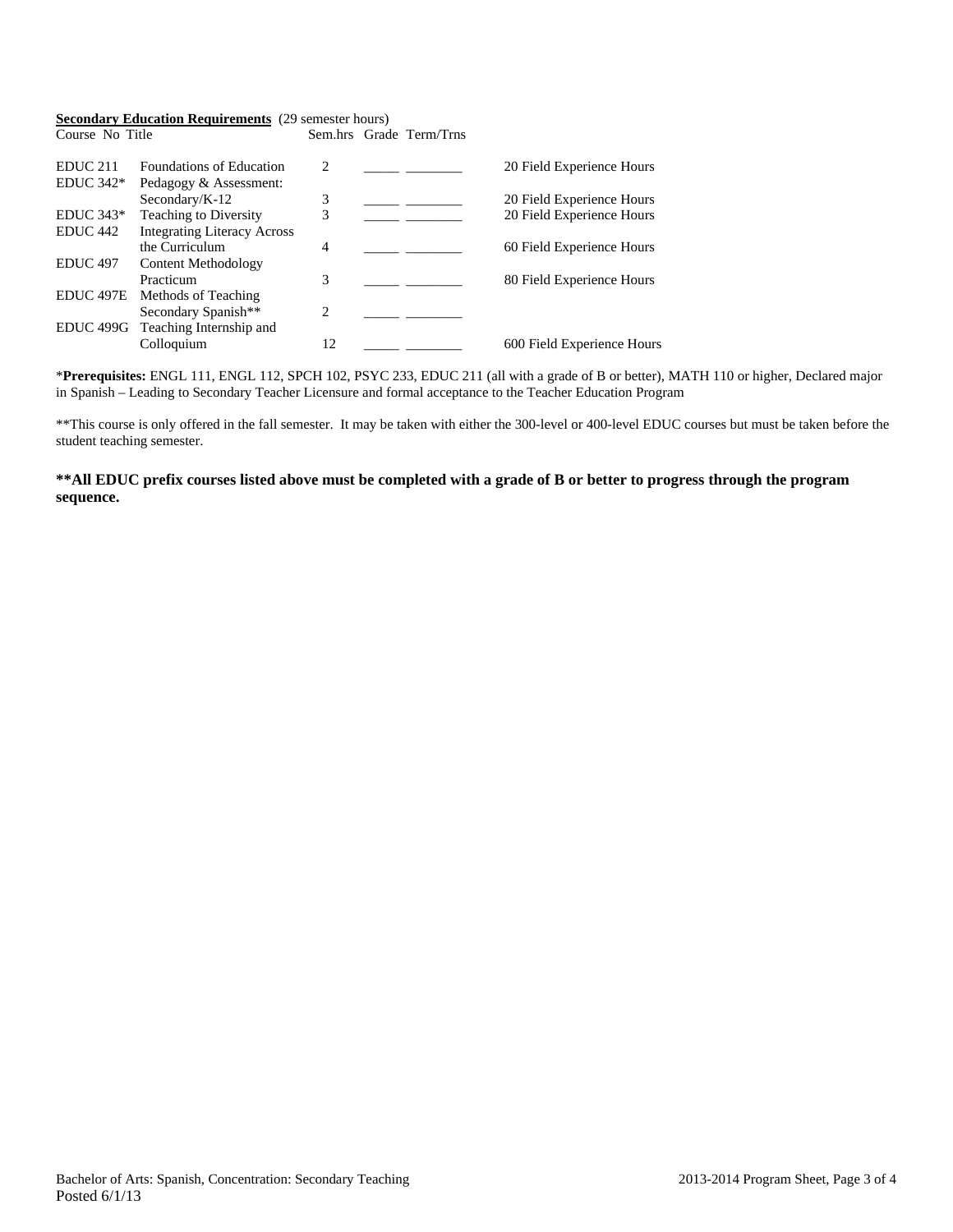**Secondary Education Requirements** (29 semester hours)

| Course No | Title | Sem.hrs | Grade | Term/Trns | |
|---|---|---|---|---|---|
| EDUC 211 | Foundations of Education | 2 | _____ | ________ | 20 Field Experience Hours |
| EDUC 342* | Pedagogy & Assessment: Secondary/K-12 | 3 | _____ | ________ | 20 Field Experience Hours |
| EDUC 343* | Teaching to Diversity | 3 | _____ | ________ | 20 Field Experience Hours |
| EDUC 442 | Integrating Literacy Across the Curriculum | 4 | _____ | ________ | 60 Field Experience Hours |
| EDUC 497 | Content Methodology Practicum | 3 | _____ | ________ | 80 Field Experience Hours |
| EDUC 497E | Methods of Teaching Secondary Spanish** | 2 | _____ | ________ | |
| EDUC 499G | Teaching Internship and Colloquium | 12 | _____ | ________ | 600 Field Experience Hours |

***Prerequisites:** ENGL 111, ENGL 112, SPCH 102, PSYC 233, EDUC 211 (all with a grade of B or better), MATH 110 or higher, Declared major in Spanish – Leading to Secondary Teacher Licensure and formal acceptance to the Teacher Education Program

**This course is only offered in the fall semester. It may be taken with either the 300-level or 400-level EDUC courses but must be taken before the student teaching semester.

****All EDUC prefix courses listed above must be completed with a grade of B or better to progress through the program sequence.**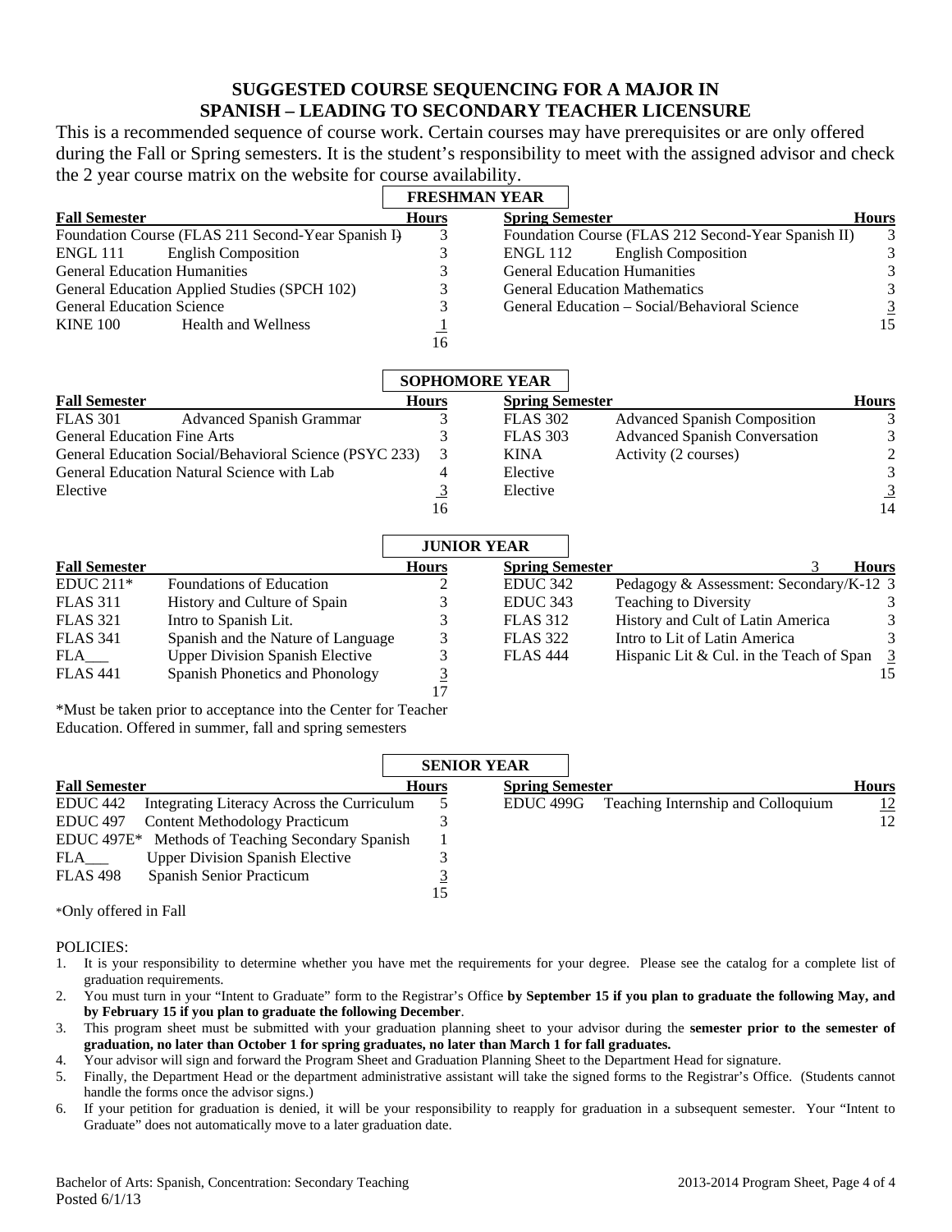# SUGGESTED COURSE SEQUENCING FOR A MAJOR IN SPANISH – LEADING TO SECONDARY TEACHER LICENSURE

This is a recommended sequence of course work. Certain courses may have prerequisites or are only offered during the Fall or Spring semesters. It is the student's responsibility to meet with the assigned advisor and check the 2 year course matrix on the website for course availability.

## FRESHMAN YEAR

| Fall Semester | | Hours | Spring Semester | | Hours |
|---|---|---|---|---|---|
| Foundation Course (FLAS 211 Second-Year Spanish I) | | 3 | Foundation Course (FLAS 212 Second-Year Spanish II) | | 3 |
| ENGL 111 | English Composition | 3 | ENGL 112 | English Composition | 3 |
| General Education Humanities | | 3 | General Education Humanities | | 3 |
| General Education Applied Studies (SPCH 102) | | 3 | General Education Mathematics | | 3 |
| General Education Science | | 3 | General Education – Social/Behavioral Science | | 3 |
| KINE 100 | Health and Wellness | 1 | | | 15 |
| | | 16 | | | |

## SOPHOMORE YEAR

| Fall Semester | | Hours | Spring Semester | | Hours |
|---|---|---|---|---|---|
| FLAS 301 | Advanced Spanish Grammar | 3 | FLAS 302 | Advanced Spanish Composition | 3 |
| General Education Fine Arts | | 3 | FLAS 303 | Advanced Spanish Conversation | 3 |
| General Education Social/Behavioral Science (PSYC 233) | | 3 | KINA | Activity (2 courses) | 2 |
| General Education Natural Science with Lab | | 4 | Elective | | 3 |
| Elective | | 3 | Elective | | 3 |
| | | 16 | | | 14 |

## JUNIOR YEAR

| Fall Semester | | Hours | Spring Semester | 3 | Hours |
|---|---|---|---|---|---|
| EDUC 211* | Foundations of Education | 2 | EDUC 342 | Pedagogy & Assessment: Secondary/K-12 | 3 |
| FLAS 311 | History and Culture of Spain | 3 | EDUC 343 | Teaching to Diversity | 3 |
| FLAS 321 | Intro to Spanish Lit. | 3 | FLAS 312 | History and Cult of Latin America | 3 |
| FLAS 341 | Spanish and the Nature of Language | 3 | FLAS 322 | Intro to Lit of Latin America | 3 |
| FLA___ | Upper Division Spanish Elective | 3 | FLAS 444 | Hispanic Lit & Cul. in the Teach of Span | 3 |
| FLAS 441 | Spanish Phonetics and Phonology | 3 | | | 15 |
| | | 17 | | | |

*Must be taken prior to acceptance into the Center for Teacher Education. Offered in summer, fall and spring semesters

## SENIOR YEAR

| Fall Semester | | Hours | Spring Semester | | Hours |
|---|---|---|---|---|---|
| EDUC 442 | Integrating Literacy Across the Curriculum | 5 | EDUC 499G | Teaching Internship and Colloquium | 12 |
| EDUC 497 | Content Methodology Practicum | 3 | | | 12 |
| EDUC 497E* | Methods of Teaching Secondary Spanish | 1 | | | |
| FLA___ | Upper Division Spanish Elective | 3 | | | |
| FLAS 498 | Spanish Senior Practicum | 3 | | | |
| | | 15 | | | |

*Only offered in Fall

POLICIES:

1. It is your responsibility to determine whether you have met the requirements for your degree. Please see the catalog for a complete list of graduation requirements.
2. You must turn in your "Intent to Graduate" form to the Registrar's Office **by September 15 if you plan to graduate the following May, and by February 15 if you plan to graduate the following December**.
3. This program sheet must be submitted with your graduation planning sheet to your advisor during the **semester prior to the semester of graduation, no later than October 1 for spring graduates, no later than March 1 for fall graduates.**
4. Your advisor will sign and forward the Program Sheet and Graduation Planning Sheet to the Department Head for signature.
5. Finally, the Department Head or the department administrative assistant will take the signed forms to the Registrar's Office. (Students cannot handle the forms once the advisor signs.)
6. If your petition for graduation is denied, it will be your responsibility to reapply for graduation in a subsequent semester. Your "Intent to Graduate" does not automatically move to a later graduation date.

Bachelor of Arts: Spanish, Concentration: Secondary Teaching
Posted 6/1/13